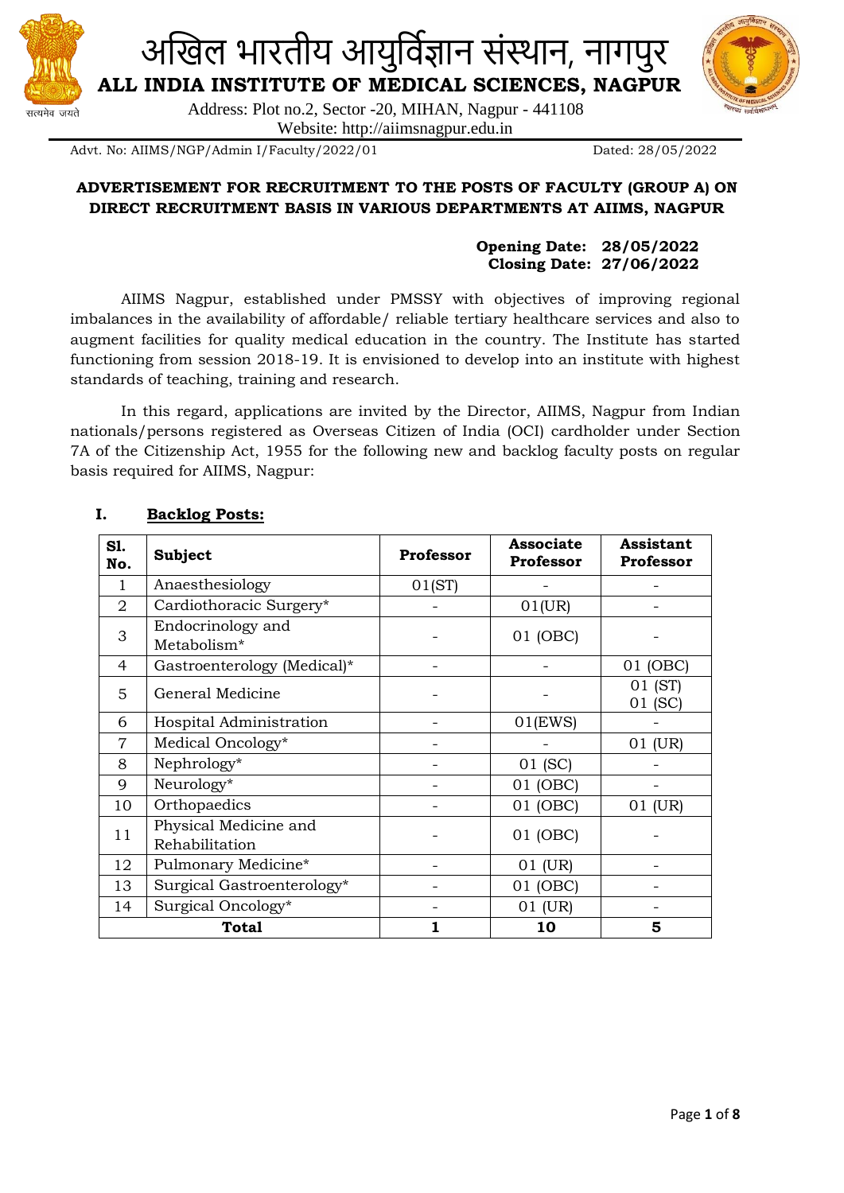# अखिल भारतीय आयुर्विज्ञान संस्थान, नागपुर

## ALL INDIA INSTITUTE OF MEDICAL SCIENCES, NAGPUR

Address: Plot no.2, Sector -20, MIHAN, Nagpur - 441108

Website: http://aiimsnagpur.edu.in

Advt. No: AIIMS/NGP/Admin I/Faculty/2022/01 Dated: 28/05/2022

**ADVERTISEMENT FOR RECRUITMENT TO THE POSTS OF FACULTY (GROUP A) ON DIRECT RECRUITMENT BASIS IN VARIOUS DEPARTMENTS AT AIIMS, NAGPUR**

**Opening Date: 28/05/2022**
**Closing Date: 27/06/2022**

AIIMS Nagpur, established under PMSSY with objectives of improving regional imbalances in the availability of affordable/ reliable tertiary healthcare services and also to augment facilities for quality medical education in the country. The Institute has started functioning from session 2018-19. It is envisioned to develop into an institute with highest standards of teaching, training and research.

In this regard, applications are invited by the Director, AIIMS, Nagpur from Indian nationals/persons registered as Overseas Citizen of India (OCI) cardholder under Section 7A of the Citizenship Act, 1955 for the following new and backlog faculty posts on regular basis required for AIIMS, Nagpur:

## I. Backlog Posts:

| Sl. No. | Subject | Professor | Associate Professor | Assistant Professor |
|---|---|---|---|---|
| 1 | Anaesthesiology | 01(ST) | - | - |
| 2 | Cardiothoracic Surgery* | - | 01(UR) | - |
| 3 | Endocrinology and Metabolism* | - | 01 (OBC) | - |
| 4 | Gastroenterology (Medical)* | - | - | 01 (OBC) |
| 5 | General Medicine | - | - | 01 (ST)<br>01 (SC) |
| 6 | Hospital Administration | - | 01(EWS) | - |
| 7 | Medical Oncology* | - | - | 01 (UR) |
| 8 | Nephrology* | - | 01 (SC) | - |
| 9 | Neurology* | - | 01 (OBC) | - |
| 10 | Orthopaedics | - | 01 (OBC) | 01 (UR) |
| 11 | Physical Medicine and Rehabilitation | - | 01 (OBC) | - |
| 12 | Pulmonary Medicine* | - | 01 (UR) | - |
| 13 | Surgical Gastroenterology* | - | 01 (OBC) | - |
| 14 | Surgical Oncology* | - | 01 (UR) | - |
| **Total** | | **1** | **10** | **5** |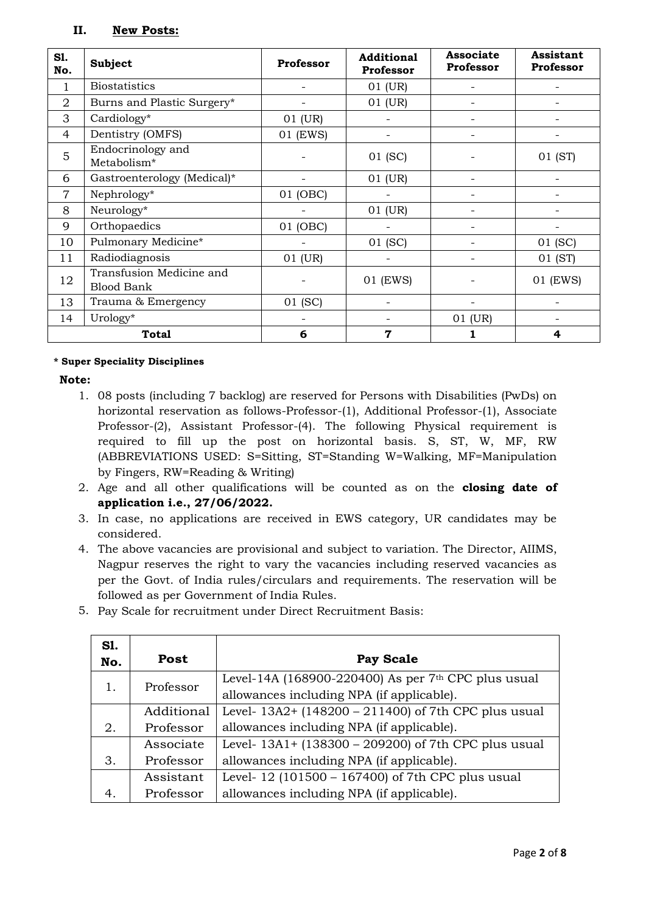## II. New Posts:

| Sl. No. | Subject | Professor | Additional Professor | Associate Professor | Assistant Professor |
|---|---|---|---|---|---|
| 1 | Biostatistics | - | 01 (UR) | - | - |
| 2 | Burns and Plastic Surgery* | - | 01 (UR) | - | - |
| 3 | Cardiology* | 01 (UR) | - | - | - |
| 4 | Dentistry (OMFS) | 01 (EWS) | - | - | - |
| 5 | Endocrinology and Metabolism* | - | 01 (SC) | - | 01 (ST) |
| 6 | Gastroenterology (Medical)* | - | 01 (UR) | - | - |
| 7 | Nephrology* | 01 (OBC) | - | - | - |
| 8 | Neurology* | - | 01 (UR) | - | - |
| 9 | Orthopaedics | 01 (OBC) | - | - | - |
| 10 | Pulmonary Medicine* | - | 01 (SC) | - | 01 (SC) |
| 11 | Radiodiagnosis | 01 (UR) | - | - | 01 (ST) |
| 12 | Transfusion Medicine and Blood Bank | - | 01 (EWS) | - | 01 (EWS) |
| 13 | Trauma & Emergency | 01 (SC) | - | - | - |
| 14 | Urology* | - | - | 01 (UR) | - |
| | **Total** | **6** | **7** | **1** | **4** |

**\* Super Speciality Disciplines**

**Note:**

1. 08 posts (including 7 backlog) are reserved for Persons with Disabilities (PwDs) on horizontal reservation as follows-Professor-(1), Additional Professor-(1), Associate Professor-(2), Assistant Professor-(4). The following Physical requirement is required to fill up the post on horizontal basis. S, ST, W, MF, RW (ABBREVIATIONS USED: S=Sitting, ST=Standing W=Walking, MF=Manipulation by Fingers, RW=Reading & Writing)
2. Age and all other qualifications will be counted as on the **closing date of application i.e., 27/06/2022.**
3. In case, no applications are received in EWS category, UR candidates may be considered.
4. The above vacancies are provisional and subject to variation. The Director, AIIMS, Nagpur reserves the right to vary the vacancies including reserved vacancies as per the Govt. of India rules/circulars and requirements. The reservation will be followed as per Government of India Rules.
5. Pay Scale for recruitment under Direct Recruitment Basis:

| Sl. No. | Post | Pay Scale |
|---|---|---|
| 1. | Professor | Level-14A (168900-220400) As per 7th CPC plus usual allowances including NPA (if applicable). |
| 2. | Additional Professor | Level- 13A2+ (148200 – 211400) of 7th CPC plus usual allowances including NPA (if applicable). |
| 3. | Associate Professor | Level- 13A1+ (138300 – 209200) of 7th CPC plus usual allowances including NPA (if applicable). |
| 4. | Assistant Professor | Level- 12 (101500 – 167400) of 7th CPC plus usual allowances including NPA (if applicable). |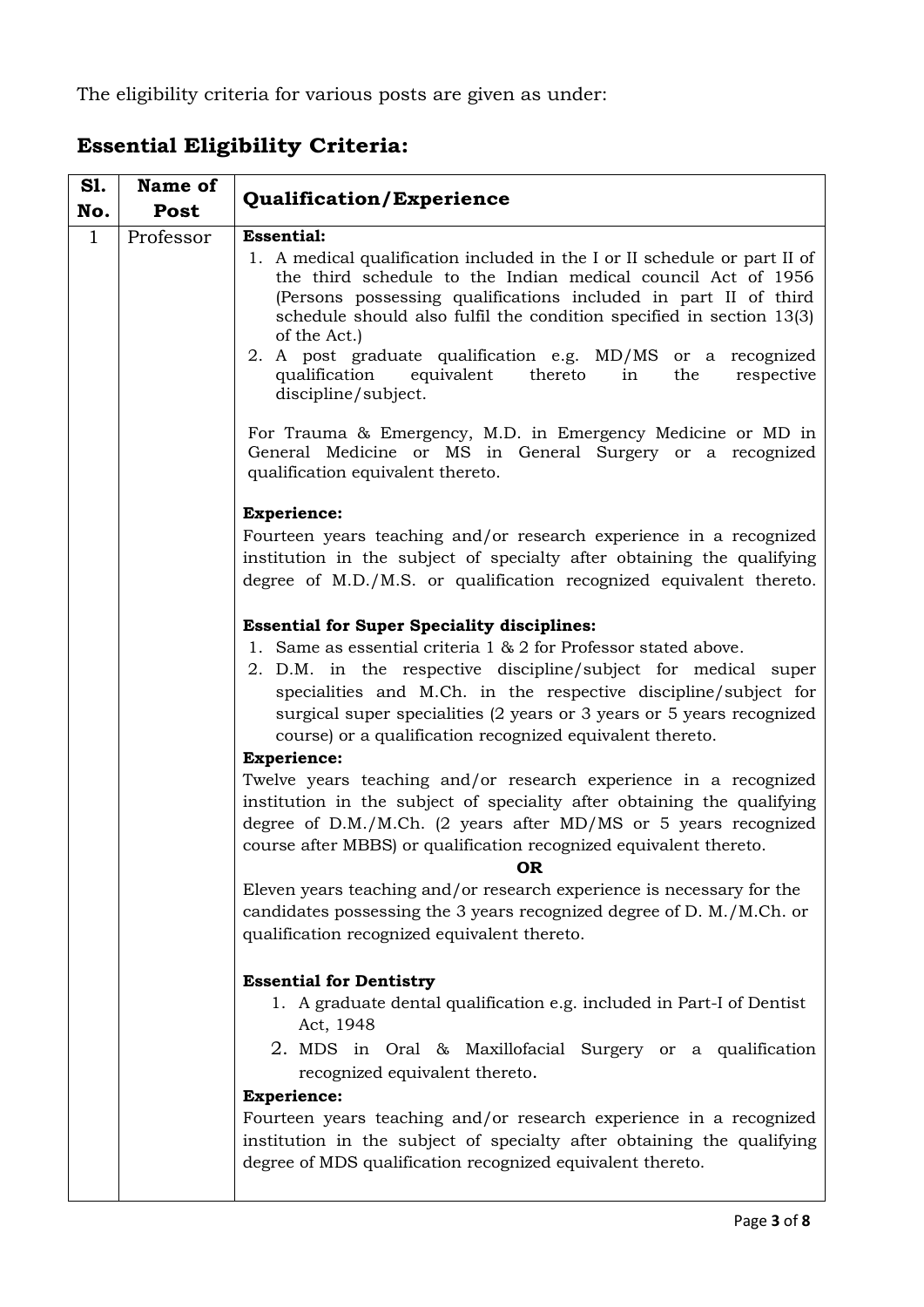The eligibility criteria for various posts are given as under:

## Essential Eligibility Criteria:

| Sl. No. | Name of Post | Qualification/Experience |
|---|---|---|
| 1 | Professor | **Essential:**<br>1. A medical qualification included in the I or II schedule or part II of the third schedule to the Indian medical council Act of 1956 (Persons possessing qualifications included in part II of third schedule should also fulfil the condition specified in section 13(3) of the Act.)<br>2. A post graduate qualification e.g. MD/MS or a recognized qualification equivalent thereto in the respective discipline/subject.<br><br>For Trauma & Emergency, M.D. in Emergency Medicine or MD in General Medicine or MS in General Surgery or a recognized qualification equivalent thereto.<br><br>**Experience:**<br>Fourteen years teaching and/or research experience in a recognized institution in the subject of specialty after obtaining the qualifying degree of M.D./M.S. or qualification recognized equivalent thereto.<br><br>**Essential for Super Speciality disciplines:**<br>1. Same as essential criteria 1 & 2 for Professor stated above.<br>2. D.M. in the respective discipline/subject for medical super specialities and M.Ch. in the respective discipline/subject for surgical super specialities (2 years or 3 years or 5 years recognized course) or a qualification recognized equivalent thereto.<br>**Experience:**<br>Twelve years teaching and/or research experience in a recognized institution in the subject of speciality after obtaining the qualifying degree of D.M./M.Ch. (2 years after MD/MS or 5 years recognized course after MBBS) or qualification recognized equivalent thereto.<br>**OR**<br>Eleven years teaching and/or research experience is necessary for the candidates possessing the 3 years recognized degree of D. M./M.Ch. or qualification recognized equivalent thereto.<br><br>**Essential for Dentistry**<br>1. A graduate dental qualification e.g. included in Part-I of Dentist Act, 1948<br>2. MDS in Oral & Maxillofacial Surgery or a qualification recognized equivalent thereto.<br>**Experience:**<br>Fourteen years teaching and/or research experience in a recognized institution in the subject of specialty after obtaining the qualifying degree of MDS qualification recognized equivalent thereto. |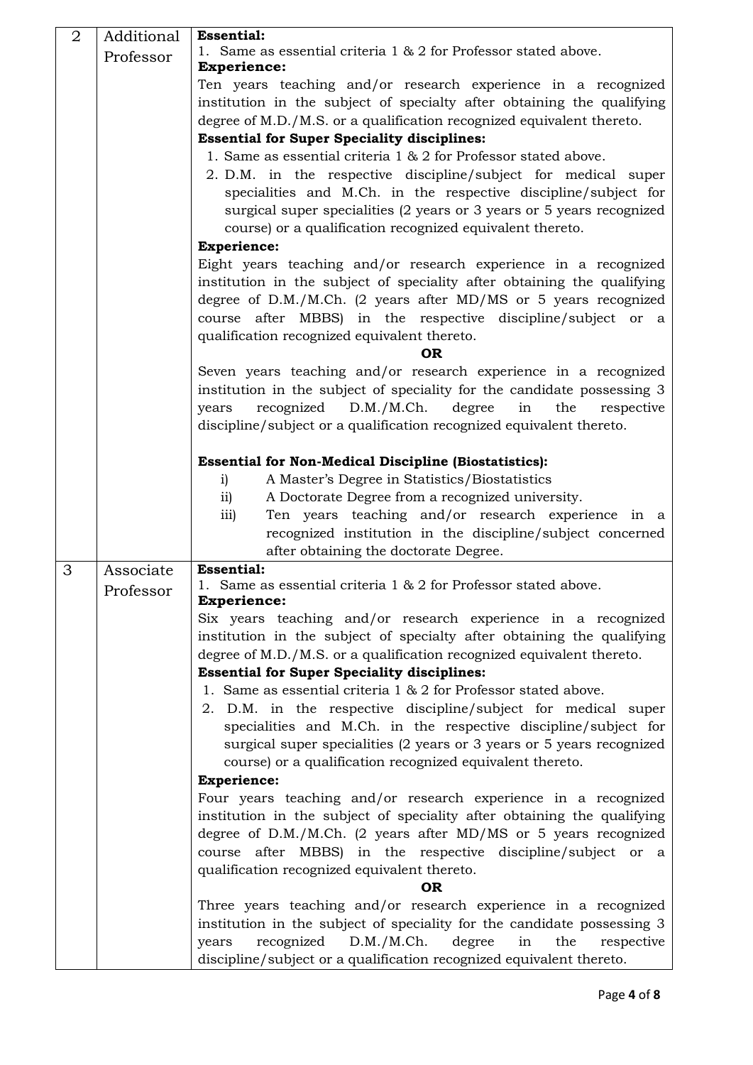| 2 | Additional Professor | **Essential:**<br>1. Same as essential criteria 1 & 2 for Professor stated above.<br>**Experience:**<br>Ten years teaching and/or research experience in a recognized institution in the subject of specialty after obtaining the qualifying degree of M.D./M.S. or a qualification recognized equivalent thereto.<br>**Essential for Super Speciality disciplines:**<br>1. Same as essential criteria 1 & 2 for Professor stated above.<br>2. D.M. in the respective discipline/subject for medical super specialities and M.Ch. in the respective discipline/subject for surgical super specialities (2 years or 3 years or 5 years recognized course) or a qualification recognized equivalent thereto.<br>**Experience:**<br>Eight years teaching and/or research experience in a recognized institution in the subject of speciality after obtaining the qualifying degree of D.M./M.Ch. (2 years after MD/MS or 5 years recognized course after MBBS) in the respective discipline/subject or a qualification recognized equivalent thereto.<br>**OR**<br>Seven years teaching and/or research experience in a recognized institution in the subject of speciality for the candidate possessing 3 years recognized D.M./M.Ch. degree in the respective discipline/subject or a qualification recognized equivalent thereto.<br><br>**Essential for Non-Medical Discipline (Biostatistics):**<br>i) A Master's Degree in Statistics/Biostatistics<br>ii) A Doctorate Degree from a recognized university.<br>iii) Ten years teaching and/or research experience in a recognized institution in the discipline/subject concerned after obtaining the doctorate Degree. |
|---|---|---|
| 3 | Associate Professor | **Essential:**<br>1. Same as essential criteria 1 & 2 for Professor stated above.<br>**Experience:**<br>Six years teaching and/or research experience in a recognized institution in the subject of specialty after obtaining the qualifying degree of M.D./M.S. or a qualification recognized equivalent thereto.<br>**Essential for Super Speciality disciplines:**<br>1. Same as essential criteria 1 & 2 for Professor stated above.<br>2. D.M. in the respective discipline/subject for medical super specialities and M.Ch. in the respective discipline/subject for surgical super specialities (2 years or 3 years or 5 years recognized course) or a qualification recognized equivalent thereto.<br>**Experience:**<br>Four years teaching and/or research experience in a recognized institution in the subject of speciality after obtaining the qualifying degree of D.M./M.Ch. (2 years after MD/MS or 5 years recognized course after MBBS) in the respective discipline/subject or a qualification recognized equivalent thereto.<br>**OR**<br>Three years teaching and/or research experience in a recognized institution in the subject of speciality for the candidate possessing 3 years recognized D.M./M.Ch. degree in the respective discipline/subject or a qualification recognized equivalent thereto. |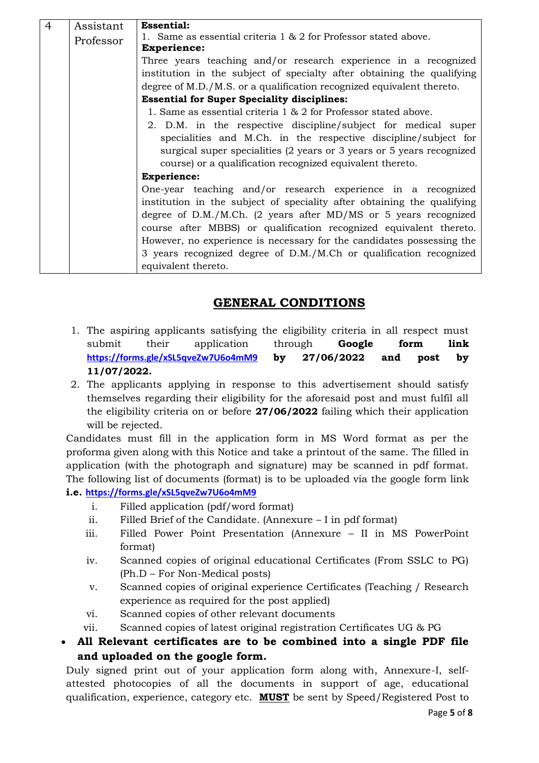| 4 | Assistant Professor | **Essential:**<br>1. Same as essential criteria 1 & 2 for Professor stated above.<br>**Experience:**<br>Three years teaching and/or research experience in a recognized institution in the subject of specialty after obtaining the qualifying degree of M.D./M.S. or a qualification recognized equivalent thereto.<br>**Essential for Super Speciality disciplines:**<br>1. Same as essential criteria 1 & 2 for Professor stated above.<br>2. D.M. in the respective discipline/subject for medical super specialities and M.Ch. in the respective discipline/subject for surgical super specialities (2 years or 3 years or 5 years recognized course) or a qualification recognized equivalent thereto.<br>**Experience:**<br>One-year teaching and/or research experience in a recognized institution in the subject of speciality after obtaining the qualifying degree of D.M./M.Ch. (2 years after MD/MS or 5 years recognized course after MBBS) or qualification recognized equivalent thereto. However, no experience is necessary for the candidates possessing the 3 years recognized degree of D.M./M.Ch or qualification recognized equivalent thereto. |
|---|---|---|

## GENERAL CONDITIONS

1. The aspiring applicants satisfying the eligibility criteria in all respect must submit their application through **Google form link https://forms.gle/xSL5qveZw7U6o4mM9 by 27/06/2022 and post by 11/07/2022.**
2. The applicants applying in response to this advertisement should satisfy themselves regarding their eligibility for the aforesaid post and must fulfil all the eligibility criteria on or before **27/06/2022** failing which their application will be rejected.

Candidates must fill in the application form in MS Word format as per the proforma given along with this Notice and take a printout of the same. The filled in application (with the photograph and signature) may be scanned in pdf format. The following list of documents (format) is to be uploaded via the google form link **i.e. https://forms.gle/xSL5qveZw7U6o4mM9**

i. Filled application (pdf/word format)
ii. Filled Brief of the Candidate. (Annexure – I in pdf format)
iii. Filled Power Point Presentation (Annexure – II in MS PowerPoint format)
iv. Scanned copies of original educational Certificates (From SSLC to PG) (Ph.D – For Non-Medical posts)
v. Scanned copies of original experience Certificates (Teaching / Research experience as required for the post applied)
vi. Scanned copies of other relevant documents
vii. Scanned copies of latest original registration Certificates UG & PG

- **All Relevant certificates are to be combined into a single PDF file and uploaded on the google form.**

Duly signed print out of your application form along with, Annexure-I, self-attested photocopies of all the documents in support of age, educational qualification, experience, category etc. **MUST** be sent by Speed/Registered Post to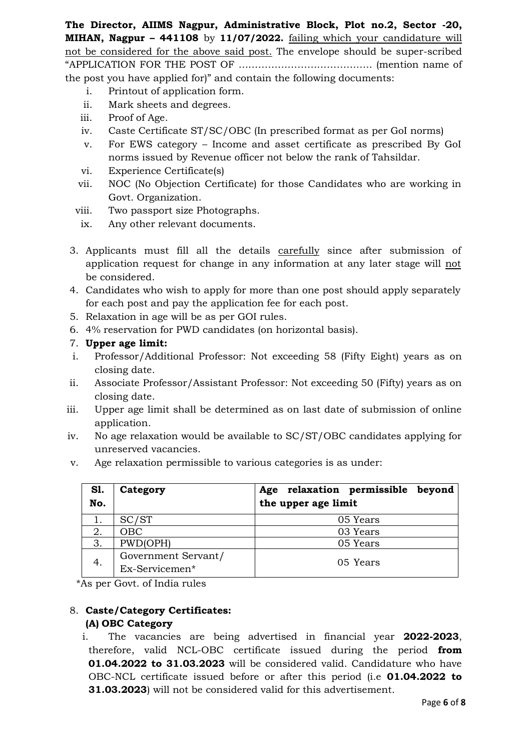**The Director, AIIMS Nagpur, Administrative Block, Plot no.2, Sector -20, MIHAN, Nagpur – 441108** by **11/07/2022.** failing which your candidature will not be considered for the above said post. The envelope should be super-scribed "APPLICATION FOR THE POST OF ……………………………….... (mention name of the post you have applied for)" and contain the following documents:

i. Printout of application form.
ii. Mark sheets and degrees.
iii. Proof of Age.
iv. Caste Certificate ST/SC/OBC (In prescribed format as per GoI norms)
v. For EWS category – Income and asset certificate as prescribed By GoI norms issued by Revenue officer not below the rank of Tahsildar.
vi. Experience Certificate(s)
vii. NOC (No Objection Certificate) for those Candidates who are working in Govt. Organization.
viii. Two passport size Photographs.
ix. Any other relevant documents.

3. Applicants must fill all the details carefully since after submission of application request for change in any information at any later stage will not be considered.
4. Candidates who wish to apply for more than one post should apply separately for each post and pay the application fee for each post.
5. Relaxation in age will be as per GOI rules.
6. 4% reservation for PWD candidates (on horizontal basis).
7. **Upper age limit:**

i. Professor/Additional Professor: Not exceeding 58 (Fifty Eight) years as on closing date.
ii. Associate Professor/Assistant Professor: Not exceeding 50 (Fifty) years as on closing date.
iii. Upper age limit shall be determined as on last date of submission of online application.
iv. No age relaxation would be available to SC/ST/OBC candidates applying for unreserved vacancies.
v. Age relaxation permissible to various categories is as under:

| **Sl. No.** | **Category** | **Age relaxation permissible beyond the upper age limit** |
|---|---|---|
| 1. | SC/ST | 05 Years |
| 2. | OBC | 03 Years |
| 3. | PWD(OPH) | 05 Years |
| 4. | Government Servant/ Ex-Servicemen* | 05 Years |

*As per Govt. of India rules

8. **Caste/Category Certificates:**

**(A) OBC Category**

i. The vacancies are being advertised in financial year **2022-2023**, therefore, valid NCL-OBC certificate issued during the period **from 01.04.2022 to 31.03.2023** will be considered valid. Candidature who have OBC-NCL certificate issued before or after this period (i.e **01.04.2022 to 31.03.2023**) will not be considered valid for this advertisement.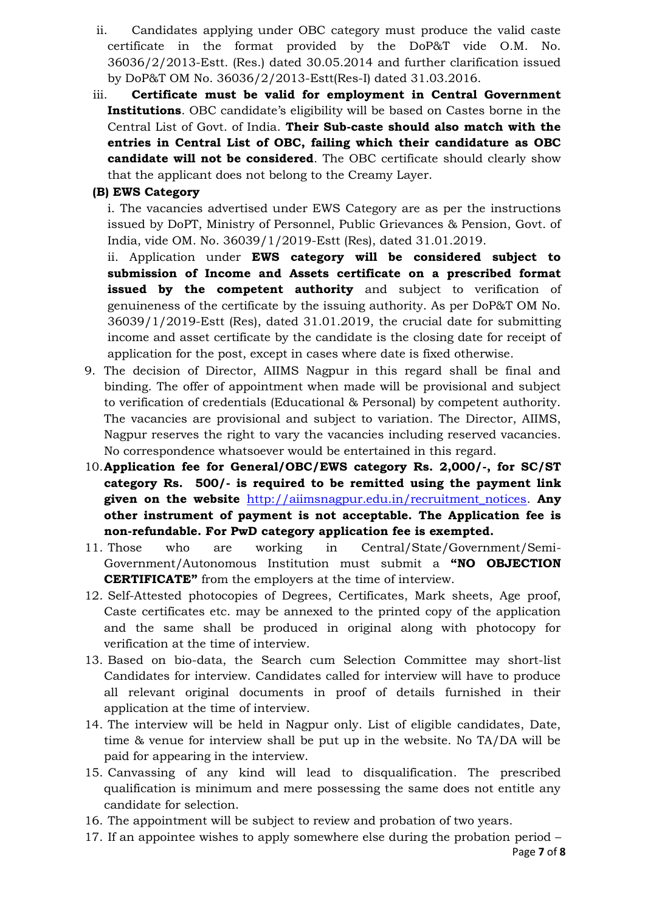ii. Candidates applying under OBC category must produce the valid caste certificate in the format provided by the DoP&T vide O.M. No. 36036/2/2013-Estt. (Res.) dated 30.05.2014 and further clarification issued by DoP&T OM No. 36036/2/2013-Estt(Res-I) dated 31.03.2016.

iii. **Certificate must be valid for employment in Central Government Institutions**. OBC candidate's eligibility will be based on Castes borne in the Central List of Govt. of India. **Their Sub-caste should also match with the entries in Central List of OBC, failing which their candidature as OBC candidate will not be considered**. The OBC certificate should clearly show that the applicant does not belong to the Creamy Layer.

**(B) EWS Category**

i. The vacancies advertised under EWS Category are as per the instructions issued by DoPT, Ministry of Personnel, Public Grievances & Pension, Govt. of India, vide OM. No. 36039/1/2019-Estt (Res), dated 31.01.2019.

ii. Application under **EWS category will be considered subject to submission of Income and Assets certificate on a prescribed format issued by the competent authority** and subject to verification of genuineness of the certificate by the issuing authority. As per DoP&T OM No. 36039/1/2019-Estt (Res), dated 31.01.2019, the crucial date for submitting income and asset certificate by the candidate is the closing date for receipt of application for the post, except in cases where date is fixed otherwise.

9. The decision of Director, AIIMS Nagpur in this regard shall be final and binding. The offer of appointment when made will be provisional and subject to verification of credentials (Educational & Personal) by competent authority. The vacancies are provisional and subject to variation. The Director, AIIMS, Nagpur reserves the right to vary the vacancies including reserved vacancies. No correspondence whatsoever would be entertained in this regard.
10. **Application fee for General/OBC/EWS category Rs. 2,000/-, for SC/ST category Rs. 500/- is required to be remitted using the payment link given on the website** http://aiimsnagpur.edu.in/recruitment_notices. **Any other instrument of payment is not acceptable. The Application fee is non-refundable. For PwD category application fee is exempted.**
11. Those who are working in Central/State/Government/Semi-Government/Autonomous Institution must submit a **"NO OBJECTION CERTIFICATE"** from the employers at the time of interview.
12. Self-Attested photocopies of Degrees, Certificates, Mark sheets, Age proof, Caste certificates etc. may be annexed to the printed copy of the application and the same shall be produced in original along with photocopy for verification at the time of interview.
13. Based on bio-data, the Search cum Selection Committee may short-list Candidates for interview. Candidates called for interview will have to produce all relevant original documents in proof of details furnished in their application at the time of interview.
14. The interview will be held in Nagpur only. List of eligible candidates, Date, time & venue for interview shall be put up in the website. No TA/DA will be paid for appearing in the interview.
15. Canvassing of any kind will lead to disqualification. The prescribed qualification is minimum and mere possessing the same does not entitle any candidate for selection.
16. The appointment will be subject to review and probation of two years.
17. If an appointee wishes to apply somewhere else during the probation period –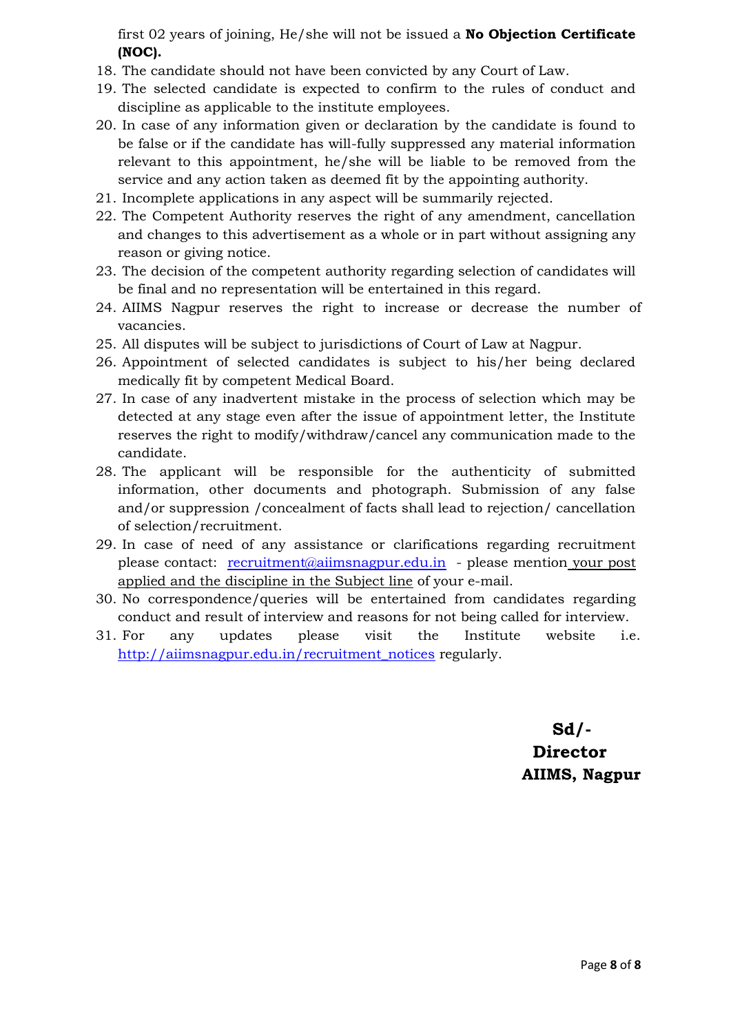first 02 years of joining, He/she will not be issued a **No Objection Certificate (NOC).**

18. The candidate should not have been convicted by any Court of Law.
19. The selected candidate is expected to confirm to the rules of conduct and discipline as applicable to the institute employees.
20. In case of any information given or declaration by the candidate is found to be false or if the candidate has will-fully suppressed any material information relevant to this appointment, he/she will be liable to be removed from the service and any action taken as deemed fit by the appointing authority.
21. Incomplete applications in any aspect will be summarily rejected.
22. The Competent Authority reserves the right of any amendment, cancellation and changes to this advertisement as a whole or in part without assigning any reason or giving notice.
23. The decision of the competent authority regarding selection of candidates will be final and no representation will be entertained in this regard.
24. AIIMS Nagpur reserves the right to increase or decrease the number of vacancies.
25. All disputes will be subject to jurisdictions of Court of Law at Nagpur.
26. Appointment of selected candidates is subject to his/her being declared medically fit by competent Medical Board.
27. In case of any inadvertent mistake in the process of selection which may be detected at any stage even after the issue of appointment letter, the Institute reserves the right to modify/withdraw/cancel any communication made to the candidate.
28. The applicant will be responsible for the authenticity of submitted information, other documents and photograph. Submission of any false and/or suppression /concealment of facts shall lead to rejection/ cancellation of selection/recruitment.
29. In case of need of any assistance or clarifications regarding recruitment please contact: recruitment@aiimsnagpur.edu.in - please mention your post applied and the discipline in the Subject line of your e-mail.
30. No correspondence/queries will be entertained from candidates regarding conduct and result of interview and reasons for not being called for interview.
31. For any updates please visit the Institute website i.e. http://aiimsnagpur.edu.in/recruitment_notices regularly.

**Sd/-**
**Director**
**AIIMS, Nagpur**